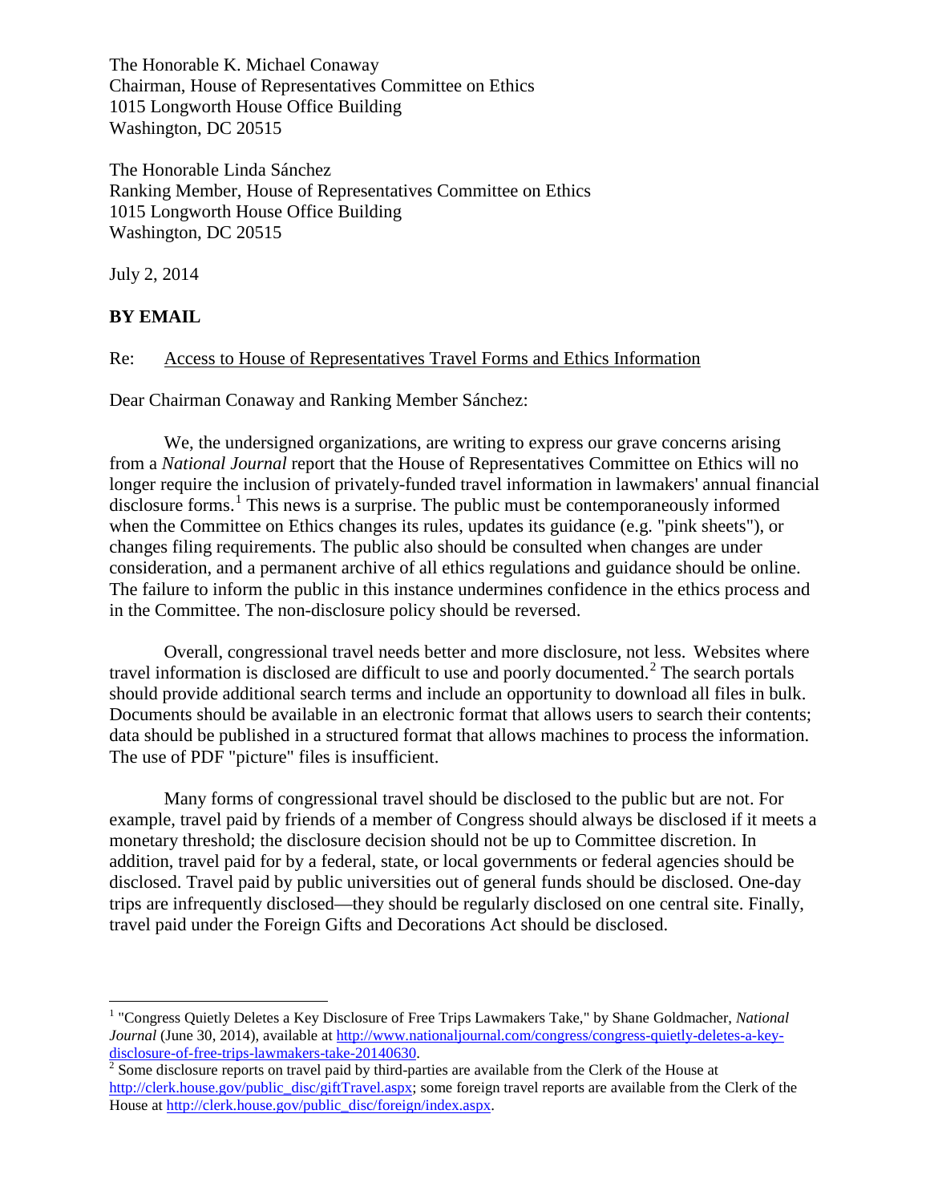The Honorable K. Michael Conaway
Chairman, House of Representatives Committee on Ethics
1015 Longworth House Office Building
Washington, DC 20515

The Honorable Linda Sánchez
Ranking Member, House of Representatives Committee on Ethics
1015 Longworth House Office Building
Washington, DC 20515

July 2, 2014

**BY EMAIL**

Re: Access to House of Representatives Travel Forms and Ethics Information

Dear Chairman Conaway and Ranking Member Sánchez:

We, the undersigned organizations, are writing to express our grave concerns arising from a *National Journal* report that the House of Representatives Committee on Ethics will no longer require the inclusion of privately-funded travel information in lawmakers' annual financial disclosure forms.[1] This news is a surprise. The public must be contemporaneously informed when the Committee on Ethics changes its rules, updates its guidance (e.g. "pink sheets"), or changes filing requirements. The public also should be consulted when changes are under consideration, and a permanent archive of all ethics regulations and guidance should be online. The failure to inform the public in this instance undermines confidence in the ethics process and in the Committee. The non-disclosure policy should be reversed.

Overall, congressional travel needs better and more disclosure, not less. Websites where travel information is disclosed are difficult to use and poorly documented.[2] The search portals should provide additional search terms and include an opportunity to download all files in bulk. Documents should be available in an electronic format that allows users to search their contents; data should be published in a structured format that allows machines to process the information. The use of PDF "picture" files is insufficient.

Many forms of congressional travel should be disclosed to the public but are not. For example, travel paid by friends of a member of Congress should always be disclosed if it meets a monetary threshold; the disclosure decision should not be up to Committee discretion. In addition, travel paid for by a federal, state, or local governments or federal agencies should be disclosed. Travel paid by public universities out of general funds should be disclosed. One-day trips are infrequently disclosed—they should be regularly disclosed on one central site. Finally, travel paid under the Foreign Gifts and Decorations Act should be disclosed.

---

[1] "Congress Quietly Deletes a Key Disclosure of Free Trips Lawmakers Take," by Shane Goldmacher, *National Journal* (June 30, 2014), available at http://www.nationaljournal.com/congress/congress-quietly-deletes-a-key-disclosure-of-free-trips-lawmakers-take-20140630.

[2] Some disclosure reports on travel paid by third-parties are available from the Clerk of the House at http://clerk.house.gov/public_disc/giftTravel.aspx; some foreign travel reports are available from the Clerk of the House at http://clerk.house.gov/public_disc/foreign/index.aspx.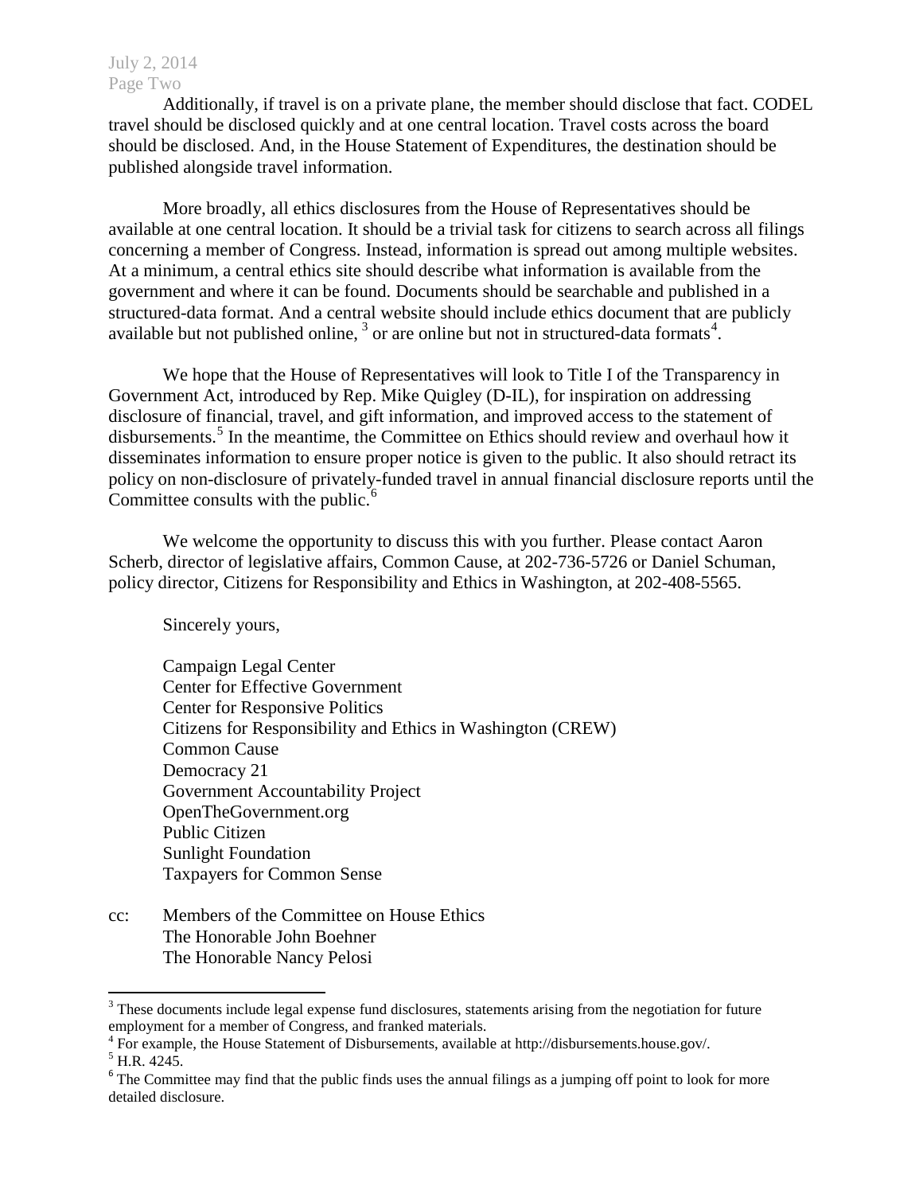Additionally, if travel is on a private plane, the member should disclose that fact. CODEL travel should be disclosed quickly and at one central location. Travel costs across the board should be disclosed. And, in the House Statement of Expenditures, the destination should be published alongside travel information.

More broadly, all ethics disclosures from the House of Representatives should be available at one central location. It should be a trivial task for citizens to search across all filings concerning a member of Congress. Instead, information is spread out among multiple websites. At a minimum, a central ethics site should describe what information is available from the government and where it can be found. Documents should be searchable and published in a structured-data format. And a central website should include ethics document that are publicly available but not published online, [3] or are online but not in structured-data formats[4].

We hope that the House of Representatives will look to Title I of the Transparency in Government Act, introduced by Rep. Mike Quigley (D-IL), for inspiration on addressing disclosure of financial, travel, and gift information, and improved access to the statement of disbursements.[5] In the meantime, the Committee on Ethics should review and overhaul how it disseminates information to ensure proper notice is given to the public. It also should retract its policy on non-disclosure of privately-funded travel in annual financial disclosure reports until the Committee consults with the public.[6]

We welcome the opportunity to discuss this with you further. Please contact Aaron Scherb, director of legislative affairs, Common Cause, at 202-736-5726 or Daniel Schuman, policy director, Citizens for Responsibility and Ethics in Washington, at 202-408-5565.

Sincerely yours,

Campaign Legal Center
Center for Effective Government
Center for Responsive Politics
Citizens for Responsibility and Ethics in Washington (CREW)
Common Cause
Democracy 21
Government Accountability Project
OpenTheGovernment.org
Public Citizen
Sunlight Foundation
Taxpayers for Common Sense

cc: Members of the Committee on House Ethics
The Honorable John Boehner
The Honorable Nancy Pelosi

---

[3] These documents include legal expense fund disclosures, statements arising from the negotiation for future employment for a member of Congress, and franked materials.

[4] For example, the House Statement of Disbursements, available at http://disbursements.house.gov/.

[5] H.R. 4245.

[6] The Committee may find that the public finds uses the annual filings as a jumping off point to look for more detailed disclosure.